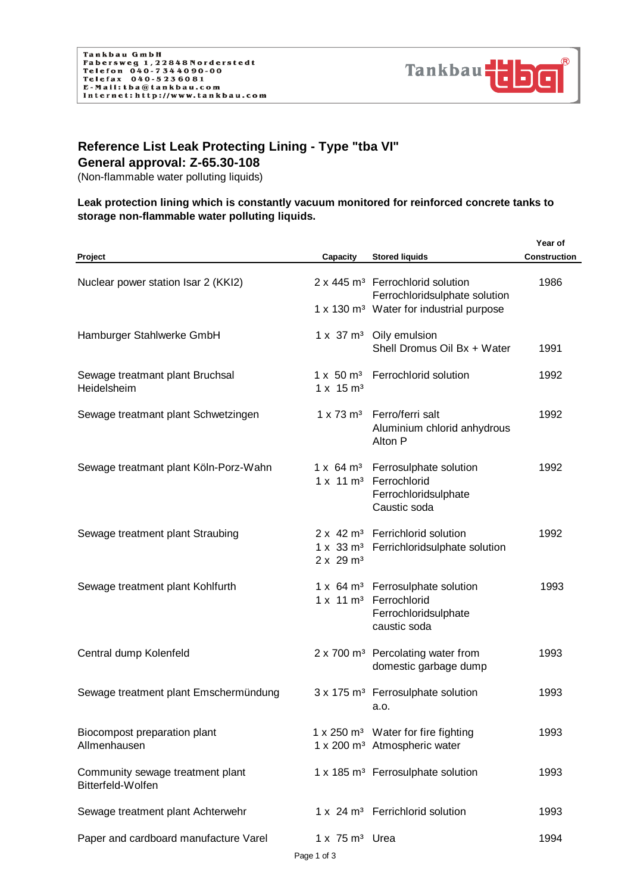Tankbau GmbH
Fabersweg 1, 22848 Norderstedt
Telefon 040-7344090-00
Telefax 040-5236081
E-Mail: tba@tankbau.com
Internet: http://www.tankbau.com

Tankbau tba®

## Reference List Leak Protecting Lining - Type "tba VI"

## General approval: Z-65.30-108

(Non-flammable water polluting liquids)

**Leak protection lining which is constantly vacuum monitored for reinforced concrete tanks to storage non-flammable water polluting liquids.**

| Project | Capacity | Stored liquids | Year of Construction |
|---|---|---|---|
| Nuclear power station Isar 2 (KKI2) | 2 x 445 m³<br>1 x 130 m³ | Ferrochlorid solution<br>Ferrochloridsulphate solution<br>Water for industrial purpose | 1986 |
| Hamburger Stahlwerke GmbH | 1 x 37 m³ | Oily emulsion<br>Shell Dromus Oil Bx + Water | 1991 |
| Sewage treatmant plant Bruchsal Heidelsheim | 1 x 50 m³<br>1 x 15 m³ | Ferrochlorid solution | 1992 |
| Sewage treatmant plant Schwetzingen | 1 x 73 m³ | Ferro/ferri salt<br>Aluminium chlorid anhydrous<br>Alton P | 1992 |
| Sewage treatmant plant Köln-Porz-Wahn | 1 x 64 m³<br>1 x 11 m³ | Ferrosulphate solution<br>Ferrochlorid<br>Ferrochloridsulphate<br>Caustic soda | 1992 |
| Sewage treatment plant Straubing | 2 x 42 m³<br>1 x 33 m³<br>2 x 29 m³ | Ferrichlorid solution<br>Ferrichloridsulphate solution | 1992 |
| Sewage treatment plant Kohlfurth | 1 x 64 m³<br>1 x 11 m³ | Ferrosulphate solution<br>Ferrochlorid<br>Ferrochloridsulphate<br>caustic soda | 1993 |
| Central dump Kolenfeld | 2 x 700 m³ | Percolating water from domestic garbage dump | 1993 |
| Sewage treatment plant Emschermündung | 3 x 175 m³ | Ferrosulphate solution<br>a.o. | 1993 |
| Biocompost preparation plant Allmenhausen | 1 x 250 m³<br>1 x 200 m³ | Water for fire fighting<br>Atmospheric water | 1993 |
| Community sewage treatment plant Bitterfeld-Wolfen | 1 x 185 m³ | Ferrosulphate solution | 1993 |
| Sewage treatment plant Achterwehr | 1 x 24 m³ | Ferrichlorid solution | 1993 |
| Paper and cardboard manufacture Varel | 1 x 75 m³ | Urea | 1994 |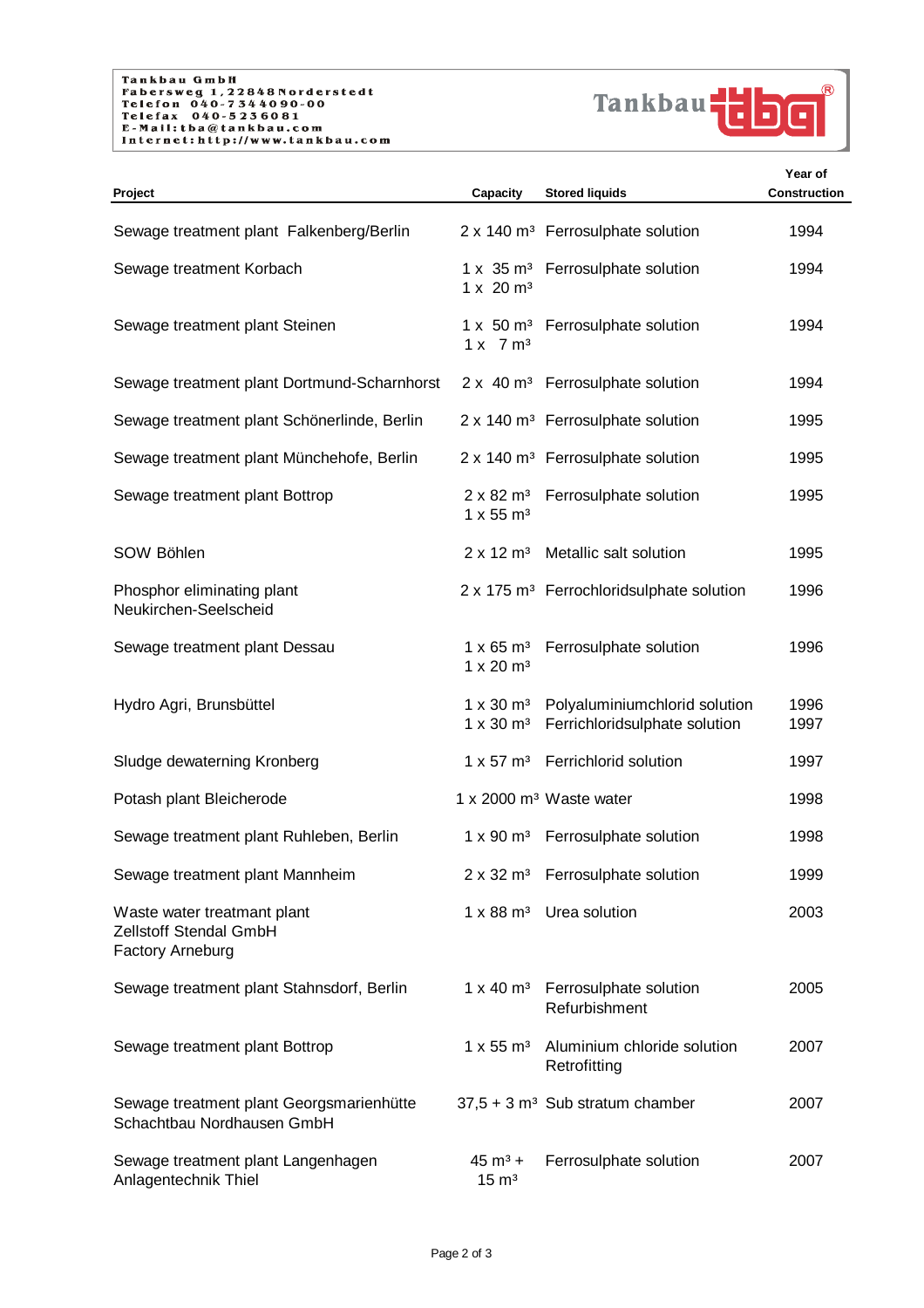Tankbau GmbH
Fabersweg 1, 22848 Norderstedt
Telefon 040-7344090-00
Telefax 040-5236081
E-Mail: tba@tankbau.com
Internet: http://www.tankbau.com

Tankbau tba®

| Project | Capacity | Stored liquids | Year of Construction |
|---|---|---|---|
| Sewage treatment plant Falkenberg/Berlin | 2 x 140 m³ | Ferrosulphate solution | 1994 |
| Sewage treatment Korbach | 1 x 35 m³<br>1 x 20 m³ | Ferrosulphate solution | 1994 |
| Sewage treatment plant Steinen | 1 x 50 m³<br>1 x 7 m³ | Ferrosulphate solution | 1994 |
| Sewage treatment plant Dortmund-Scharnhorst | 2 x 40 m³ | Ferrosulphate solution | 1994 |
| Sewage treatment plant Schönerlinde, Berlin | 2 x 140 m³ | Ferrosulphate solution | 1995 |
| Sewage treatment plant Münchehofe, Berlin | 2 x 140 m³ | Ferrosulphate solution | 1995 |
| Sewage treatment plant Bottrop | 2 x 82 m³<br>1 x 55 m³ | Ferrosulphate solution | 1995 |
| SOW Böhlen | 2 x 12 m³ | Metallic salt solution | 1995 |
| Phosphor eliminating plant Neukirchen-Seelscheid | 2 x 175 m³ | Ferrochloridsulphate solution | 1996 |
| Sewage treatment plant Dessau | 1 x 65 m³<br>1 x 20 m³ | Ferrosulphate solution | 1996 |
| Hydro Agri, Brunsbüttel | 1 x 30 m³<br>1 x 30 m³ | Polyaluminiumchlorid solution<br>Ferrichloridsulphate solution | 1996<br>1997 |
| Sludge dewaterning Kronberg | 1 x 57 m³ | Ferrichlorid solution | 1997 |
| Potash plant Bleicherode | 1 x 2000 m³ | Waste water | 1998 |
| Sewage treatment plant Ruhleben, Berlin | 1 x 90 m³ | Ferrosulphate solution | 1998 |
| Sewage treatment plant Mannheim | 2 x 32 m³ | Ferrosulphate solution | 1999 |
| Waste water treatment plant Zellstoff Stendal GmbH Factory Arneburg | 1 x 88 m³ | Urea solution | 2003 |
| Sewage treatment plant Stahnsdorf, Berlin | 1 x 40 m³ | Ferrosulphate solution Refurbishment | 2005 |
| Sewage treatment plant Bottrop | 1 x 55 m³ | Aluminium chloride solution Retrofitting | 2007 |
| Sewage treatment plant Georgsmarienhütte Schachtbau Nordhausen GmbH | 37,5 + 3 m³ | Sub stratum chamber | 2007 |
| Sewage treatment plant Langenhagen Anlagentechnik Thiel | 45 m³ + 15 m³ | Ferrosulphate solution | 2007 |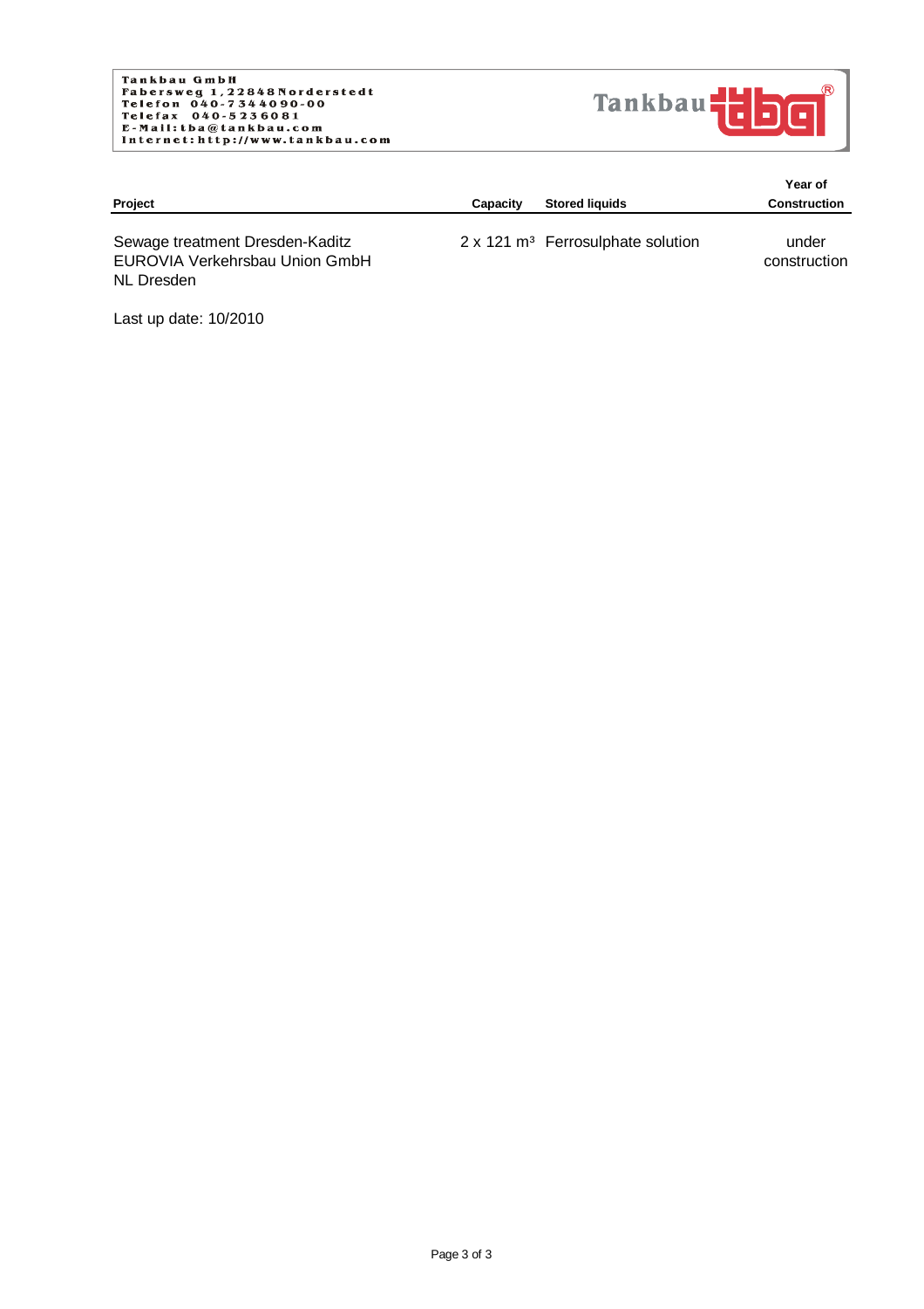Tankbau GmbH
Fabersweg 1, 22848 Norderstedt
Telefon 040-7344090-00
Telefax 040-5236081
E-Mail: tba@tankbau.com
Internet: http://www.tankbau.com

Tankbau tba®

| Project | Capacity | Stored liquids | Year of Construction |
|---|---|---|---|
| Sewage treatment Dresden-Kaditz<br>EUROVIA Verkehrsbau Union GmbH<br>NL Dresden | 2 x 121 $m^3$ | Ferrosulphate solution | under construction |

Last up date: 10/2010